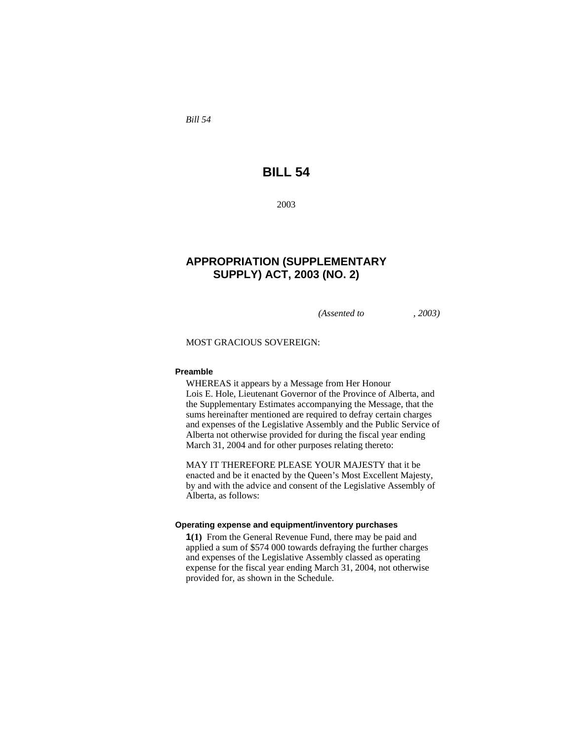*Bill 54*

# BILL 54

2003

# APPROPRIATION (SUPPLEMENTARY SUPPLY) ACT, 2003 (NO. 2)

*(Assented to , 2003)*

MOST GRACIOUS SOVEREIGN:

### Preamble

WHEREAS it appears by a Message from Her Honour Lois E. Hole, Lieutenant Governor of the Province of Alberta, and the Supplementary Estimates accompanying the Message, that the sums hereinafter mentioned are required to defray certain charges and expenses of the Legislative Assembly and the Public Service of Alberta not otherwise provided for during the fiscal year ending March 31, 2004 and for other purposes relating thereto:

MAY IT THEREFORE PLEASE YOUR MAJESTY that it be enacted and be it enacted by the Queen's Most Excellent Majesty, by and with the advice and consent of the Legislative Assembly of Alberta, as follows:

### Operating expense and equipment/inventory purchases

**1(1)** From the General Revenue Fund, there may be paid and applied a sum of $574 000 towards defraying the further charges and expenses of the Legislative Assembly classed as operating expense for the fiscal year ending March 31, 2004, not otherwise provided for, as shown in the Schedule.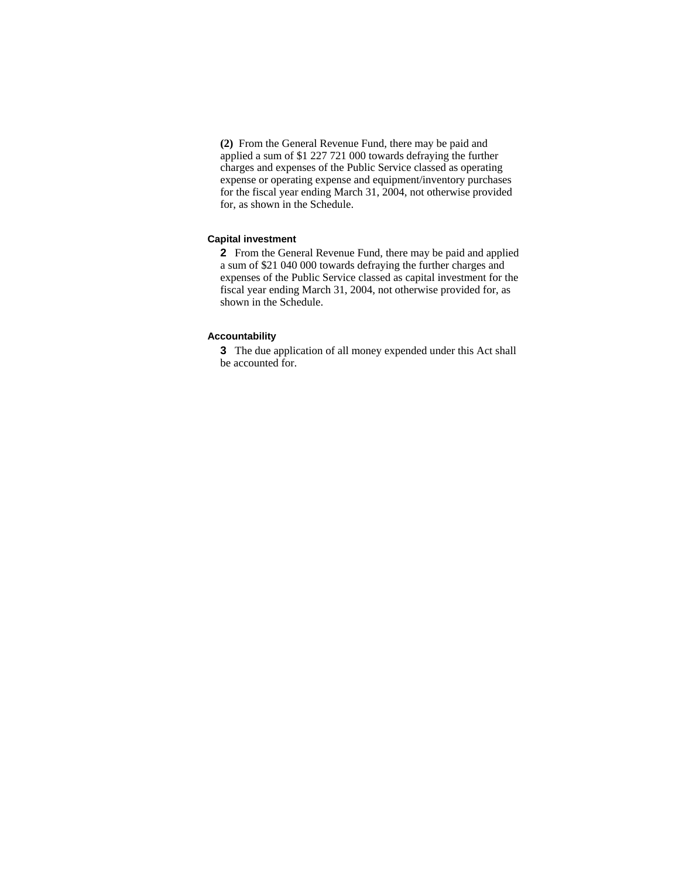**(2)** From the General Revenue Fund, there may be paid and applied a sum of $1 227 721 000 towards defraying the further charges and expenses of the Public Service classed as operating expense or operating expense and equipment/inventory purchases for the fiscal year ending March 31, 2004, not otherwise provided for, as shown in the Schedule.

#### Capital investment

**2** From the General Revenue Fund, there may be paid and applied a sum of $21 040 000 towards defraying the further charges and expenses of the Public Service classed as capital investment for the fiscal year ending March 31, 2004, not otherwise provided for, as shown in the Schedule.

#### Accountability

**3** The due application of all money expended under this Act shall be accounted for.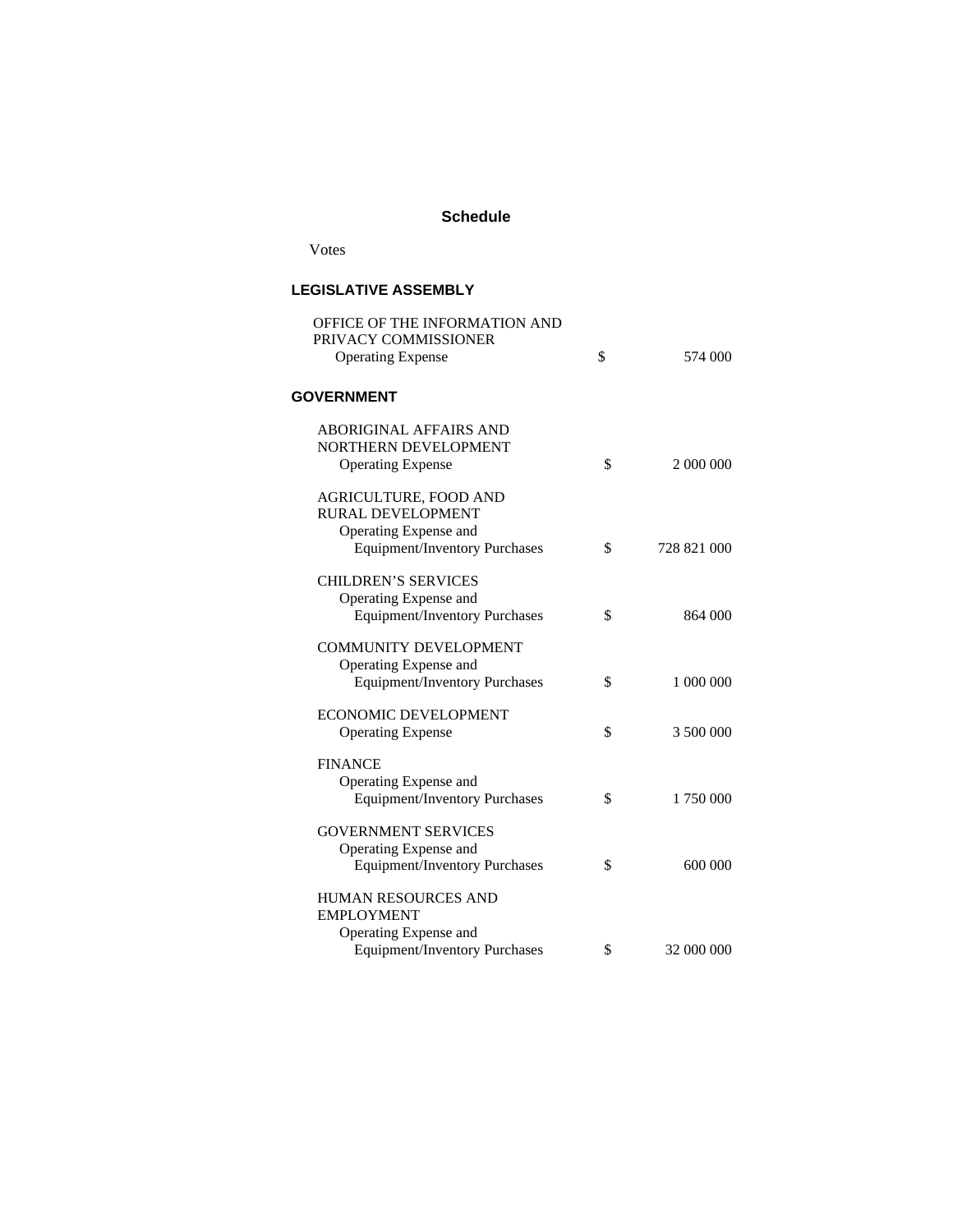## Schedule

Votes

### LEGISLATIVE ASSEMBLY

| | | |
|---|---|---|
| OFFICE OF THE INFORMATION AND PRIVACY COMMISSIONER<br>Operating Expense | $ | 574 000 |

### GOVERNMENT

| | | |
|---|---|---|
| ABORIGINAL AFFAIRS AND NORTHERN DEVELOPMENT<br>Operating Expense | $ | 2 000 000 |
| AGRICULTURE, FOOD AND RURAL DEVELOPMENT<br>Operating Expense and Equipment/Inventory Purchases | $ | 728 821 000 |
| CHILDREN'S SERVICES<br>Operating Expense and Equipment/Inventory Purchases | $ | 864 000 |
| COMMUNITY DEVELOPMENT<br>Operating Expense and Equipment/Inventory Purchases | $ | 1 000 000 |
| ECONOMIC DEVELOPMENT<br>Operating Expense | $ | 3 500 000 |
| FINANCE<br>Operating Expense and Equipment/Inventory Purchases | $ | 1 750 000 |
| GOVERNMENT SERVICES<br>Operating Expense and Equipment/Inventory Purchases | $ | 600 000 |
| HUMAN RESOURCES AND EMPLOYMENT<br>Operating Expense and Equipment/Inventory Purchases | $ | 32 000 000 |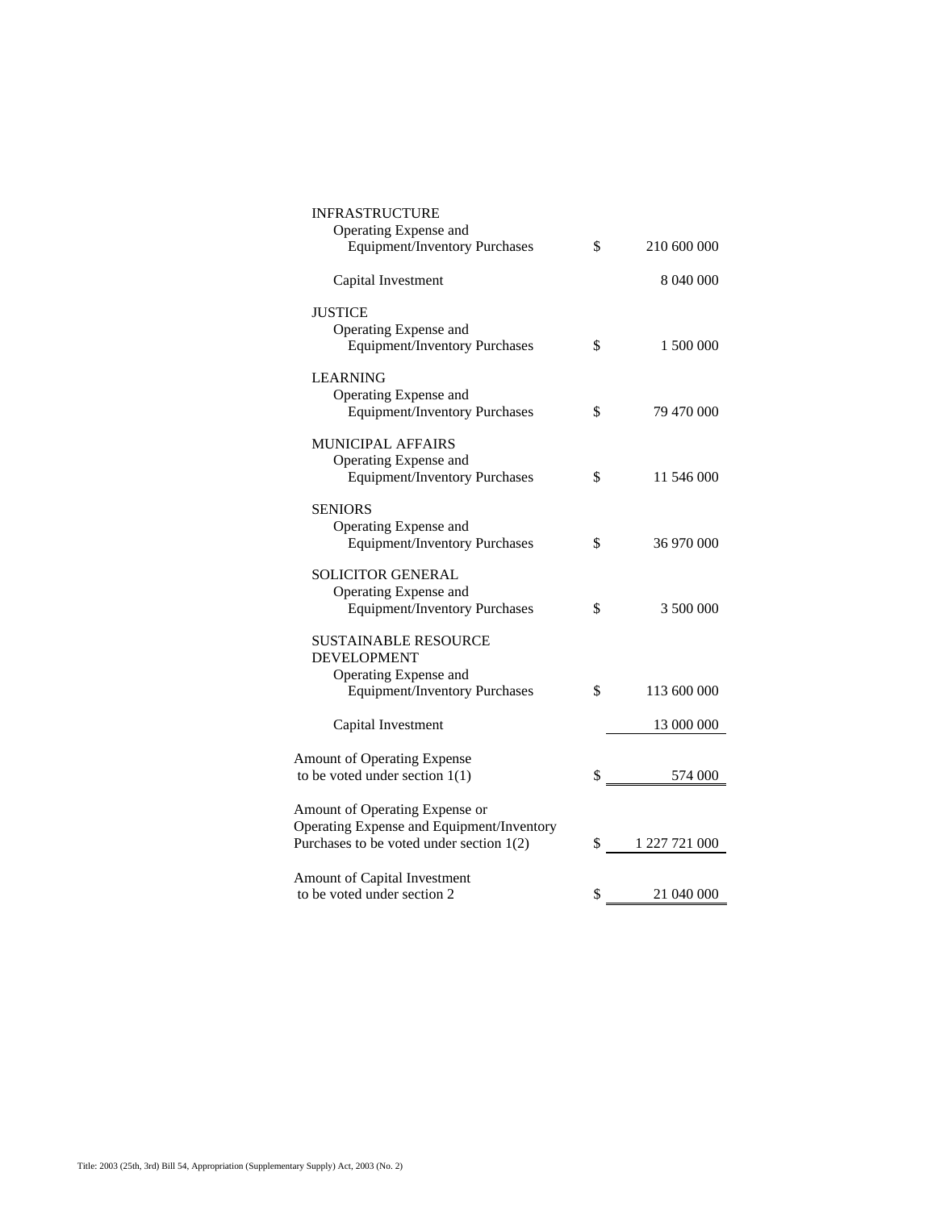| | | |
|---|---|---|
| INFRASTRUCTURE | | |
| Operating Expense and Equipment/Inventory Purchases | $ | 210 600 000 |
| Capital Investment | | 8 040 000 |
| JUSTICE | | |
| Operating Expense and Equipment/Inventory Purchases | $ | 1 500 000 |
| LEARNING | | |
| Operating Expense and Equipment/Inventory Purchases | $ | 79 470 000 |
| MUNICIPAL AFFAIRS | | |
| Operating Expense and Equipment/Inventory Purchases | $ | 11 546 000 |
| SENIORS | | |
| Operating Expense and Equipment/Inventory Purchases | $ | 36 970 000 |
| SOLICITOR GENERAL | | |
| Operating Expense and Equipment/Inventory Purchases | $ | 3 500 000 |
| SUSTAINABLE RESOURCE DEVELOPMENT | | |
| Operating Expense and Equipment/Inventory Purchases | $ | 113 600 000 |
| Capital Investment | | 13 000 000 |
| Amount of Operating Expense to be voted under section 1(1) | $ | 574 000 |
| Amount of Operating Expense or Operating Expense and Equipment/Inventory Purchases to be voted under section 1(2) | $ | 1 227 721 000 |
| Amount of Capital Investment to be voted under section 2 | $ | 21 040 000 |